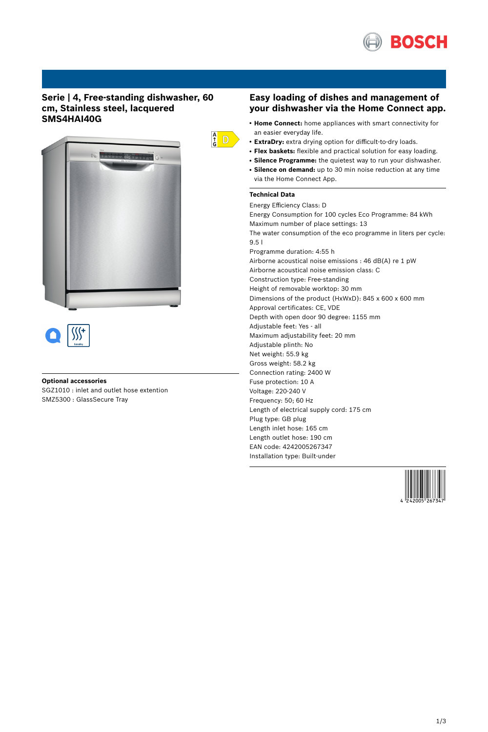## Serie | 4, Free-standing dishwasher, 60 cm, Stainless steel, lacquered SMS4HAI40G

### Optional accessories

SGZ1010 : inlet and outlet hose extention
SMZ5300 : GlassSecure Tray

## Easy loading of dishes and management of your dishwasher via the Home Connect app.

- **Home Connect:** home appliances with smart connectivity for an easier everyday life.
- **ExtraDry:** extra drying option for difficult-to-dry loads.
- **Flex baskets:** flexible and practical solution for easy loading.
- **Silence Programme:** the quietest way to run your dishwasher.
- **Silence on demand:** up to 30 min noise reduction at any time via the Home Connect App.

### Technical Data

Energy Efficiency Class: D
Energy Consumption for 100 cycles Eco Programme: 84 kWh
Maximum number of place settings: 13
The water consumption of the eco programme in liters per cycle: 9.5 l
Programme duration: 4:55 h
Airborne acoustical noise emissions : 46 dB(A) re 1 pW
Airborne acoustical noise emission class: C
Construction type: Free-standing
Height of removable worktop: 30 mm
Dimensions of the product (HxWxD): 845 x 600 x 600 mm
Approval certificates: CE, VDE
Depth with open door 90 degree: 1155 mm
Adjustable feet: Yes - all
Maximum adjustability feet: 20 mm
Adjustable plinth: No
Net weight: 55.9 kg
Gross weight: 58.2 kg
Connection rating: 2400 W
Fuse protection: 10 A
Voltage: 220-240 V
Frequency: 50; 60 Hz
Length of electrical supply cord: 175 cm
Plug type: GB plug
Length inlet hose: 165 cm
Length outlet hose: 190 cm
EAN code: 4242005267347
Installation type: Built-under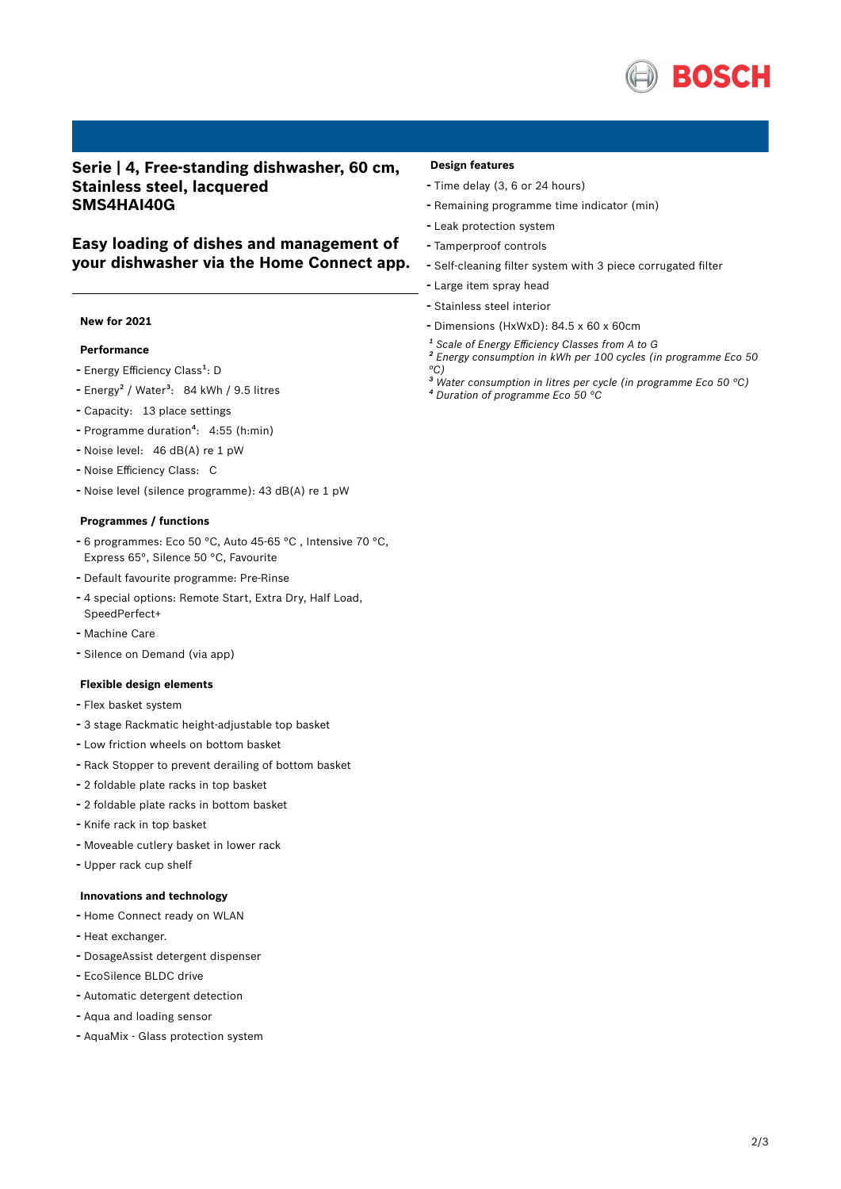## Serie | 4, Free-standing dishwasher, 60 cm, Stainless steel, lacquered SMS4HAI40G

## Easy loading of dishes and management of your dishwasher via the Home Connect app.

**New for 2021**

**Performance**

- Energy Efficiency Class[1]: D
- Energy[2] / Water[3]: 84 kWh / 9.5 litres
- Capacity: 13 place settings
- Programme duration[4]: 4:55 (h:min)
- Noise level: 46 dB(A) re 1 pW
- Noise Efficiency Class: C
- Noise level (silence programme): 43 dB(A) re 1 pW

**Programmes / functions**

- 6 programmes: Eco 50 °C, Auto 45-65 °C , Intensive 70 °C, Express 65°, Silence 50 °C, Favourite
- Default favourite programme: Pre-Rinse
- 4 special options: Remote Start, Extra Dry, Half Load, SpeedPerfect+
- Machine Care
- Silence on Demand (via app)

**Flexible design elements**

- Flex basket system
- 3 stage Rackmatic height-adjustable top basket
- Low friction wheels on bottom basket
- Rack Stopper to prevent derailing of bottom basket
- 2 foldable plate racks in top basket
- 2 foldable plate racks in bottom basket
- Knife rack in top basket
- Moveable cutlery basket in lower rack
- Upper rack cup shelf

**Innovations and technology**

- Home Connect ready on WLAN
- Heat exchanger.
- DosageAssist detergent dispenser
- EcoSilence BLDC drive
- Automatic detergent detection
- Aqua and loading sensor
- AquaMix - Glass protection system

**Design features**

- Time delay (3, 6 or 24 hours)
- Remaining programme time indicator (min)
- Leak protection system
- Tamperproof controls
- Self-cleaning filter system with 3 piece corrugated filter
- Large item spray head
- Stainless steel interior
- Dimensions (HxWxD): 84.5 x 60 x 60cm

*[1] Scale of Energy Efficiency Classes from A to G*
*[2] Energy consumption in kWh per 100 cycles (in programme Eco 50 °C)*
*[3] Water consumption in litres per cycle (in programme Eco 50 °C)*
*[4] Duration of programme Eco 50 °C*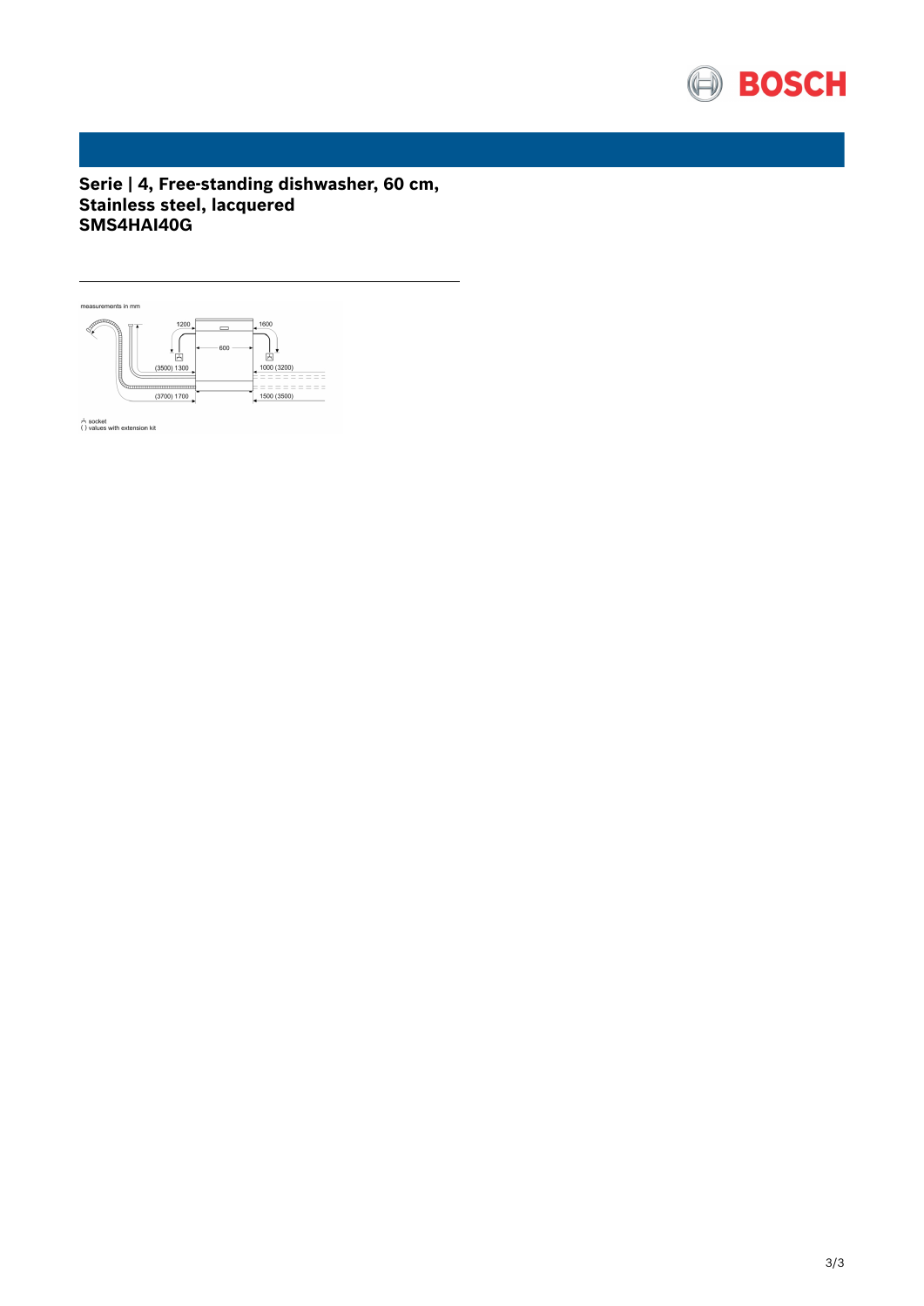**Serie | 4, Free-standing dishwasher, 60 cm, Stainless steel, lacquered SMS4HAI40G**

measurements in mm

1200

1600

600

(3500) 1300

1000 (3200)

(3700) 1700

1500 (3500)

socket

( ) values with extension kit